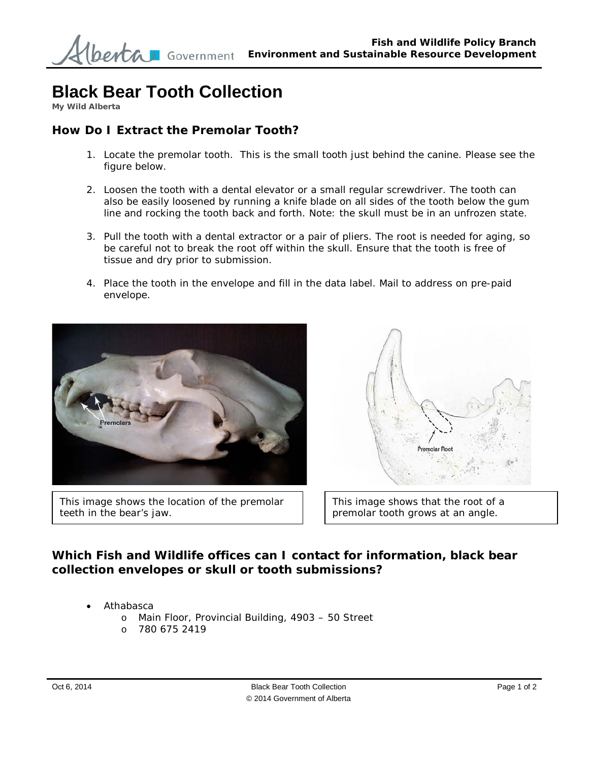# Black Bear Tooth Collection

**My Wild Alberta**

## How Do I Extract the Premolar Tooth?

1. Locate the premolar tooth. This is the small tooth just behind the canine. Please see the figure below.
2. Loosen the tooth with a dental elevator or a small regular screwdriver. The tooth can also be easily loosened by running a knife blade on all sides of the tooth below the gum line and rocking the tooth back and forth. Note: the skull must be in an unfrozen state.
3. Pull the tooth with a dental extractor or a pair of pliers. The root is needed for aging, so be careful not to break the root off within the skull. Ensure that the tooth is free of tissue and dry prior to submission.
4. Place the tooth in the envelope and fill in the data label. Mail to address on pre-paid envelope.

This image shows the location of the premolar teeth in the bear's jaw.

This image shows that the root of a premolar tooth grows at an angle.

## Which Fish and Wildlife offices can I contact for information, black bear collection envelopes or skull or tooth submissions?

- Athabasca
  - Main Floor, Provincial Building, 4903 – 50 Street
  - 780 675 2419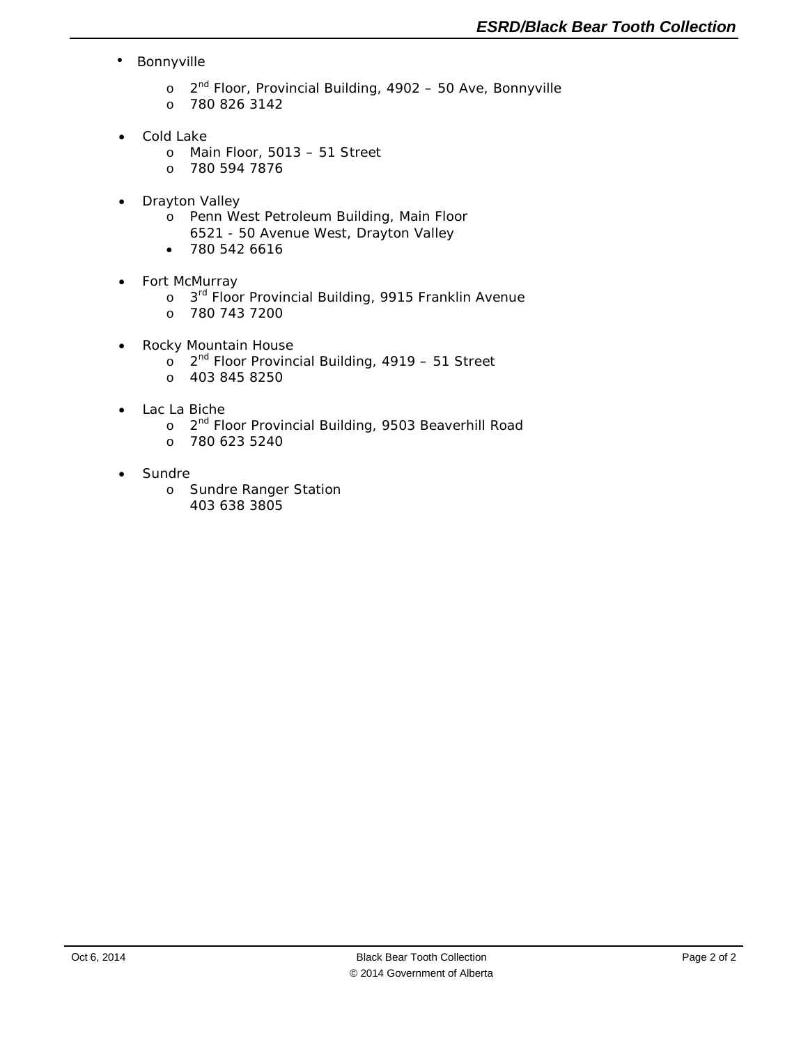- Bonnyville
  - 2nd Floor, Provincial Building, 4902 – 50 Ave, Bonnyville
  - 780 826 3142
- Cold Lake
  - Main Floor, 5013 – 51 Street
  - 780 594 7876
- Drayton Valley
  - Penn West Petroleum Building, Main Floor
    6521 - 50 Avenue West, Drayton Valley
  - 780 542 6616
- Fort McMurray
  - 3rd Floor Provincial Building, 9915 Franklin Avenue
  - 780 743 7200
- Rocky Mountain House
  - 2nd Floor Provincial Building, 4919 – 51 Street
  - 403 845 8250
- Lac La Biche
  - 2nd Floor Provincial Building, 9503 Beaverhill Road
  - 780 623 5240
- Sundre
  - Sundre Ranger Station
    403 638 3805